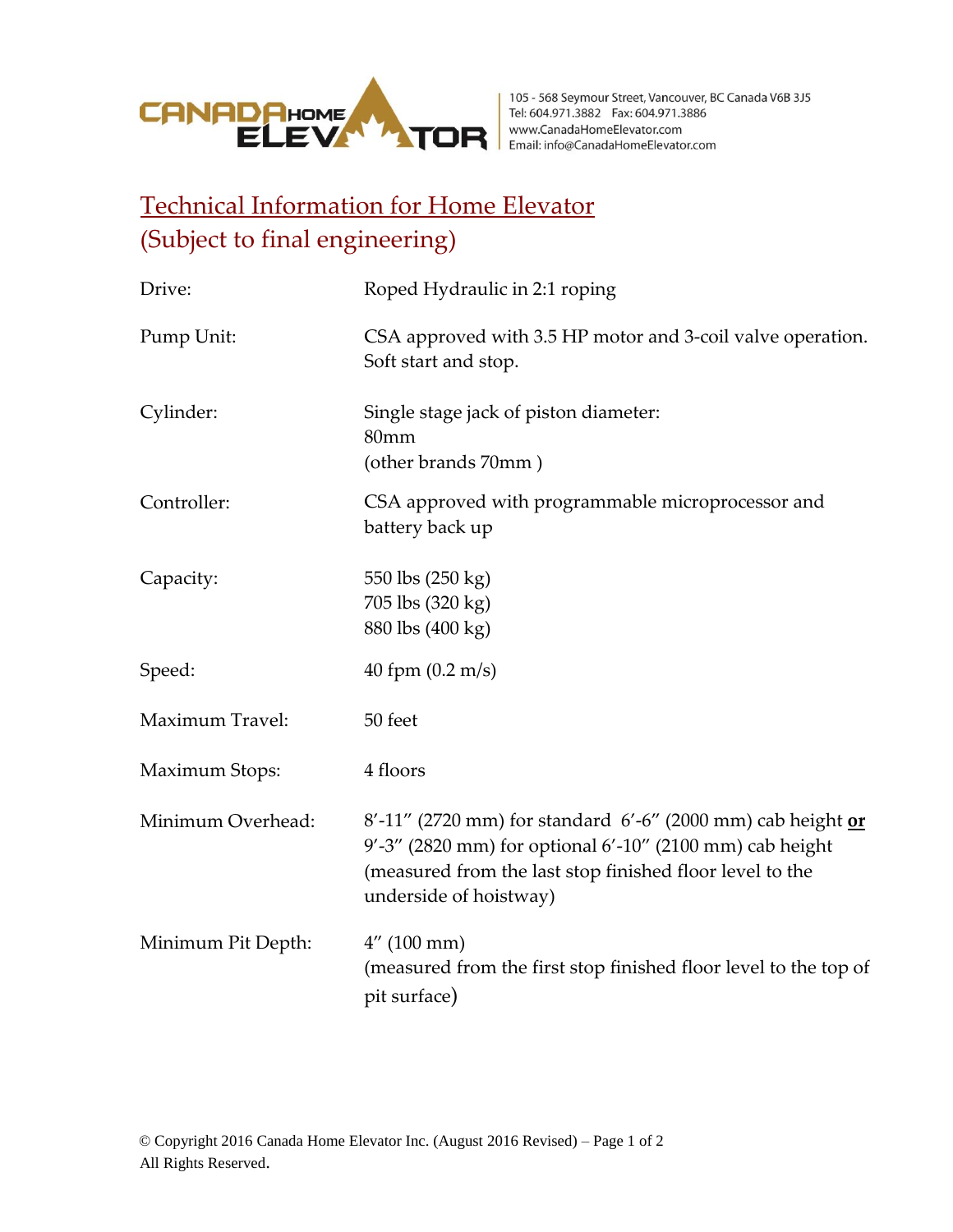105 - 568 Seymour Street, Vancouver, BC Canada V6B 3J5
Tel: 604.971.3882 Fax: 604.971.3886
www.CanadaHomeElevator.com
Email: info@CanadaHomeElevator.com

# Technical Information for Home Elevator (Subject to final engineering)

| | |
|---|---|
| Drive: | Roped Hydraulic in 2:1 roping |
| Pump Unit: | CSA approved with 3.5 HP motor and 3-coil valve operation. Soft start and stop. |
| Cylinder: | Single stage jack of piston diameter: 80mm (other brands 70mm ) |
| Controller: | CSA approved with programmable microprocessor and battery back up |
| Capacity: | 550 lbs (250 kg)<br>705 lbs (320 kg)<br>880 lbs (400 kg) |
| Speed: | 40 fpm (0.2 m/s) |
| Maximum Travel: | 50 feet |
| Maximum Stops: | 4 floors |
| Minimum Overhead: | 8′-11″ (2720 mm) for standard 6′-6″ (2000 mm) cab height **or** 9′-3″ (2820 mm) for optional 6′-10″ (2100 mm) cab height (measured from the last stop finished floor level to the underside of hoistway) |
| Minimum Pit Depth: | 4″ (100 mm) (measured from the first stop finished floor level to the top of pit surface) |

© Copyright 2016 Canada Home Elevator Inc. (August 2016 Revised)
All Rights Reserved.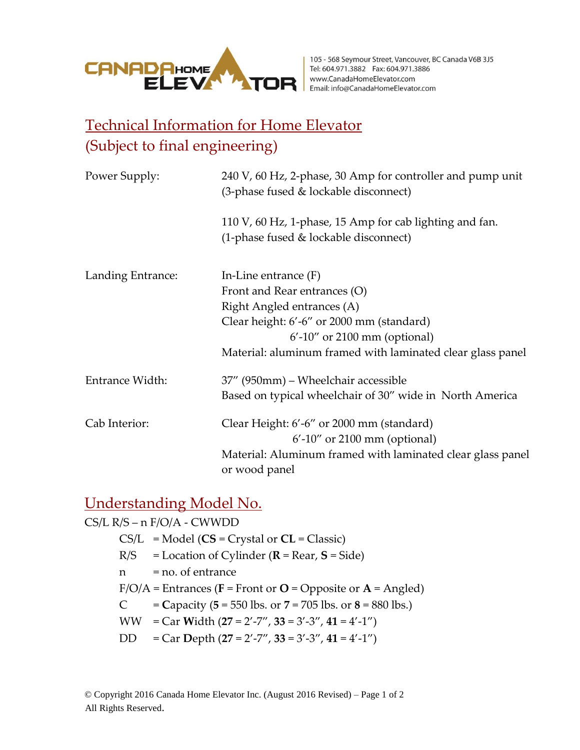CANADA HOME ELEVATOR

105 - 568 Seymour Street, Vancouver, BC Canada V6B 3J5
Tel: 604.971.3882 Fax: 604.971.3886
www.CanadaHomeElevator.com
Email: info@CanadaHomeElevator.com

## Technical Information for Home Elevator
## (Subject to final engineering)

| | |
|---|---|
| Power Supply: | 240 V, 60 Hz, 2-phase, 30 Amp for controller and pump unit (3-phase fused & lockable disconnect)<br><br>110 V, 60 Hz, 1-phase, 15 Amp for cab lighting and fan. (1-phase fused & lockable disconnect) |
| Landing Entrance: | In-Line entrance (F)<br>Front and Rear entrances (O)<br>Right Angled entrances (A)<br>Clear height: 6'-6" or 2000 mm (standard)<br>6'-10" or 2100 mm (optional)<br>Material: aluminum framed with laminated clear glass panel |
| Entrance Width: | 37" (950mm) – Wheelchair accessible<br>Based on typical wheelchair of 30" wide in North America |
| Cab Interior: | Clear Height: 6'-6" or 2000 mm (standard)<br>6'-10" or 2100 mm (optional)<br>Material: Aluminum framed with laminated clear glass panel or wood panel |

## Understanding Model No.

CS/L R/S – n F/O/A - CWWDD

- CS/L = Model (**CS** = Crystal or **CL** = Classic)
- R/S = Location of Cylinder (**R** = Rear, **S** = Side)
- n = no. of entrance
- F/O/A = Entrances (**F** = Front or **O** = Opposite or **A** = Angled)
- C = **C**apacity (**5** = 550 lbs. or **7** = 705 lbs. or **8** = 880 lbs.)
- WW = Car **W**idth (**27** = 2'-7", **33** = 3'-3", **41** = 4'-1")
- DD = Car **D**epth (**27** = 2'-7", **33** = 3'-3", **41** = 4'-1")

© Copyright 2016 Canada Home Elevator Inc. (August 2016 Revised)
All Rights Reserved.